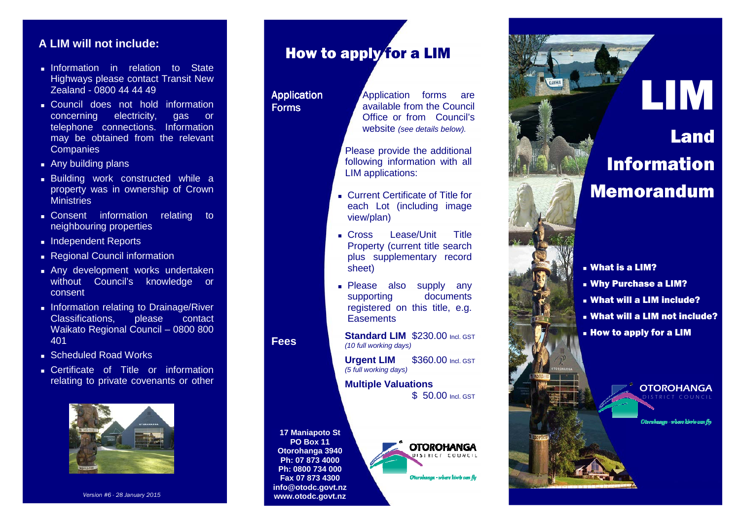## A LIM will not include:

- Information in relation to State Highways please contact Transit New Zealand - 0800 44 44 49
- Council does not hold information concerning electricity, gas or telephone connections. Information may be obtained from the relevant Companies
- Any building plans
- Building work constructed while a property was in ownership of Crown Ministries
- Consent information relating to neighbouring properties
- Independent Reports
- Regional Council information
- Any development works undertaken without Council's knowledge or consent
- Information relating to Drainage/River Classifications, please contact Waikato Regional Council – 0800 800 401
- Scheduled Road Works
- Certificate of Title or information relating to private covenants or other

*Version #6 - 28 January 2015*

# How to apply for a LIM

### Application Forms

Application forms are available from the Council Office or from Council's website *(see details below).*

Please provide the additional following information with all LIM applications:

- Current Certificate of Title for each Lot (including image view/plan)
- Cross Lease/Unit Title Property (current title search plus supplementary record sheet)
- Please also supply any supporting documents registered on this title, e.g. Easements

### Fees

**Standard LIM** $230.00 Incl. GST
*(10 full working days)*

**Urgent LIM** $360.00 Incl. GST
*(5 full working days)*

**Multiple Valuations**
$ 50.00 Incl. GST

**17 Maniapoto St**
**PO Box 11**
**Otorohanga 3940**
**Ph: 07 873 4000**
**Ph: 0800 734 000**
**Fax 07 873 4300**
**info@otodc.govt.nz**
**www.otodc.govt.nz**

OTOROHANGA DISTRICT COUNCIL
Otorohanga - where kiwis can fly

# LIM

# Land Information Memorandum

- **What is a LIM?**
- **Why Purchase a LIM?**
- **What will a LIM include?**
- **What will a LIM not include?**
- **How to apply for a LIM**

OTOROHANGA DISTRICT COUNCIL
Otorohanga - where kiwis can fly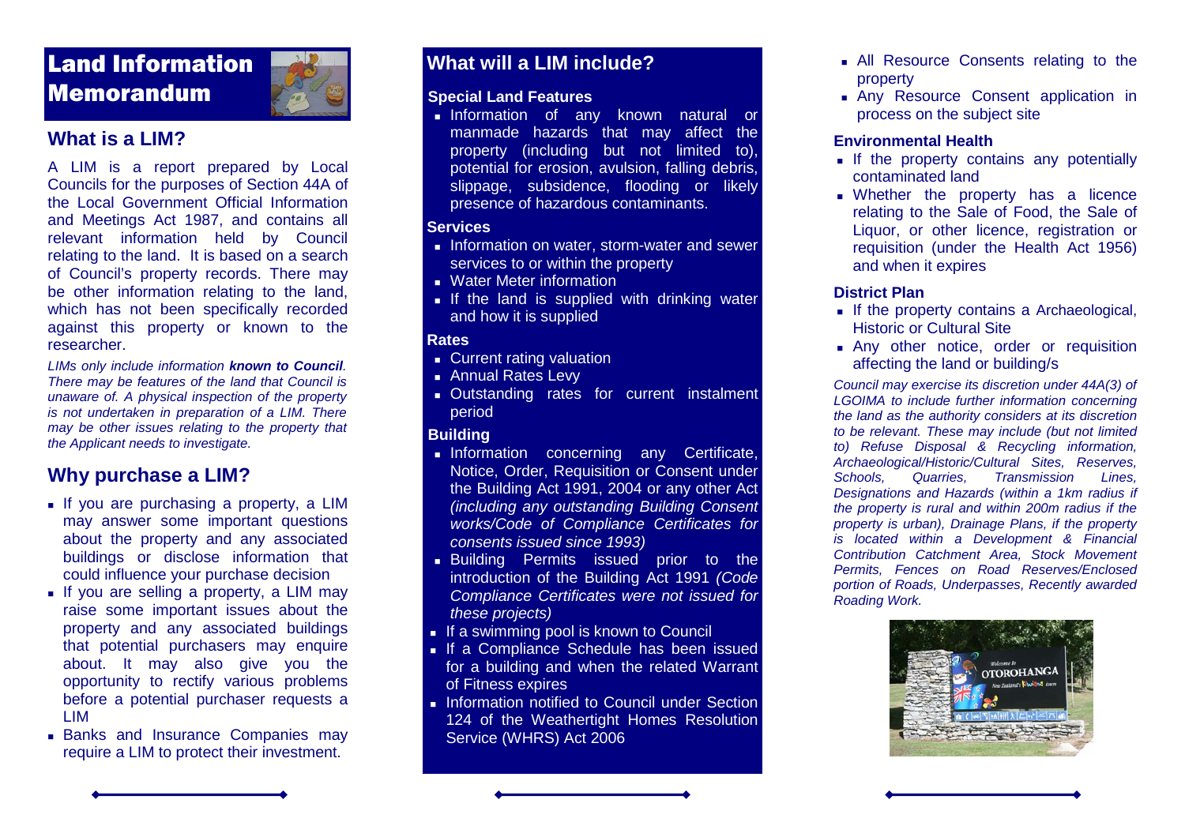# Land Information Memorandum

## What is a LIM?

A LIM is a report prepared by Local Councils for the purposes of Section 44A of the Local Government Official Information and Meetings Act 1987, and contains all relevant information held by Council relating to the land. It is based on a search of Council's property records. There may be other information relating to the land, which has not been specifically recorded against this property or known to the researcher.

*LIMs only include information **known to Council**. There may be features of the land that Council is unaware of. A physical inspection of the property is not undertaken in preparation of a LIM. There may be other issues relating to the property that the Applicant needs to investigate.*

## Why purchase a LIM?

- If you are purchasing a property, a LIM may answer some important questions about the property and any associated buildings or disclose information that could influence your purchase decision
- If you are selling a property, a LIM may raise some important issues about the property and any associated buildings that potential purchasers may enquire about. It may also give you the opportunity to rectify various problems before a potential purchaser requests a LIM
- Banks and Insurance Companies may require a LIM to protect their investment.

## What will a LIM include?

### Special Land Features

- Information of any known natural or manmade hazards that may affect the property (including but not limited to), potential for erosion, avulsion, falling debris, slippage, subsidence, flooding or likely presence of hazardous contaminants.

### Services

- Information on water, storm-water and sewer services to or within the property
- Water Meter information
- If the land is supplied with drinking water and how it is supplied

### Rates

- Current rating valuation
- Annual Rates Levy
- Outstanding rates for current instalment period

### Building

- Information concerning any Certificate, Notice, Order, Requisition or Consent under the Building Act 1991, 2004 or any other Act *(including any outstanding Building Consent works/Code of Compliance Certificates for consents issued since 1993)*
- Building Permits issued prior to the introduction of the Building Act 1991 *(Code Compliance Certificates were not issued for these projects)*
- If a swimming pool is known to Council
- If a Compliance Schedule has been issued for a building and when the related Warrant of Fitness expires
- Information notified to Council under Section 124 of the Weathertight Homes Resolution Service (WHRS) Act 2006
- All Resource Consents relating to the property
- Any Resource Consent application in process on the subject site

### Environmental Health

- If the property contains any potentially contaminated land
- Whether the property has a licence relating to the Sale of Food, the Sale of Liquor, or other licence, registration or requisition (under the Health Act 1956) and when it expires

### District Plan

- If the property contains a Archaeological, Historic or Cultural Site
- Any other notice, order or requisition affecting the land or building/s

*Council may exercise its discretion under 44A(3) of LGOIMA to include further information concerning the land as the authority considers at its discretion to be relevant. These may include (but not limited to) Refuse Disposal & Recycling information, Archaeological/Historic/Cultural Sites, Reserves, Schools, Quarries, Transmission Lines, Designations and Hazards (within a 1km radius if the property is rural and within 200m radius if the property is urban), Drainage Plans, if the property is located within a Development & Financial Contribution Catchment Area, Stock Movement Permits, Fences on Road Reserves/Enclosed portion of Roads, Underpasses, Recently awarded Roading Work.*